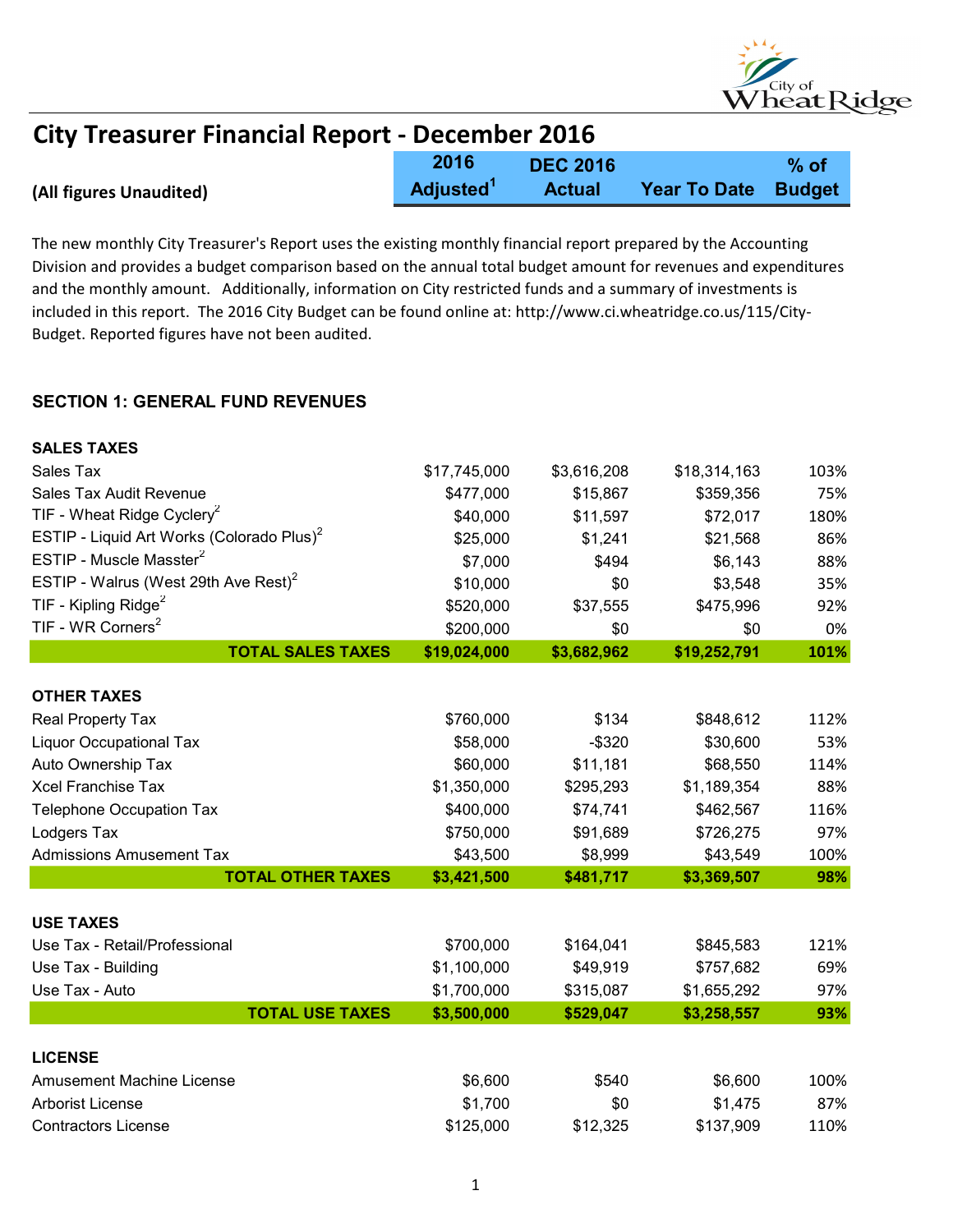# City Treasurer Financial Report - December 2016

**(All figures Unaudited)**

The new monthly City Treasurer's Report uses the existing monthly financial report prepared by the Accounting Division and provides a budget comparison based on the annual total budget amount for revenues and expenditures and the monthly amount. Additionally, information on City restricted funds and a summary of investments is included in this report. The 2016 City Budget can be found online at: http://www.ci.wheatridge.co.us/115/City-Budget. Reported figures have not been audited.

## SECTION 1: GENERAL FUND REVENUES

| | 2016 Adjusted[1] | DEC 2016 Actual | Year To Date | % of Budget |
|---|---|---|---|---|
| **SALES TAXES** | | | | |
| Sales Tax | $17,745,000 | $3,616,208 | $18,314,163 | 103% |
| Sales Tax Audit Revenue | $477,000 | $15,867 | $359,356 | 75% |
| TIF - Wheat Ridge Cyclery[2] | $40,000 | $11,597 | $72,017 | 180% |
| ESTIP - Liquid Art Works (Colorado Plus)[2] | $25,000 | $1,241 | $21,568 | 86% |
| ESTIP - Muscle Masster[2] | $7,000 | $494 | $6,143 | 88% |
| ESTIP - Walrus (West 29th Ave Rest)[2] | $10,000 | $0 | $3,548 | 35% |
| TIF - Kipling Ridge[2] | $520,000 | $37,555 | $475,996 | 92% |
| TIF - WR Corners[2] | $200,000 | $0 | $0 | 0% |
| **TOTAL SALES TAXES** | **$19,024,000** | **$3,682,962** | **$19,252,791** | **101%** |
| **OTHER TAXES** | | | | |
| Real Property Tax | $760,000 | $134 | $848,612 | 112% |
| Liquor Occupational Tax | $58,000 | -$320 | $30,600 | 53% |
| Auto Ownership Tax | $60,000 | $11,181 | $68,550 | 114% |
| Xcel Franchise Tax | $1,350,000 | $295,293 | $1,189,354 | 88% |
| Telephone Occupation Tax | $400,000 | $74,741 | $462,567 | 116% |
| Lodgers Tax | $750,000 | $91,689 | $726,275 | 97% |
| Admissions Amusement Tax | $43,500 | $8,999 | $43,549 | 100% |
| **TOTAL OTHER TAXES** | **$3,421,500** | **$481,717** | **$3,369,507** | **98%** |
| **USE TAXES** | | | | |
| Use Tax - Retail/Professional | $700,000 | $164,041 | $845,583 | 121% |
| Use Tax - Building | $1,100,000 | $49,919 | $757,682 | 69% |
| Use Tax - Auto | $1,700,000 | $315,087 | $1,655,292 | 97% |
| **TOTAL USE TAXES** | **$3,500,000** | **$529,047** | **$3,258,557** | **93%** |
| **LICENSE** | | | | |
| Amusement Machine License | $6,600 | $540 | $6,600 | 100% |
| Arborist License | $1,700 | $0 | $1,475 | 87% |
| Contractors License | $125,000 | $12,325 | $137,909 | 110% |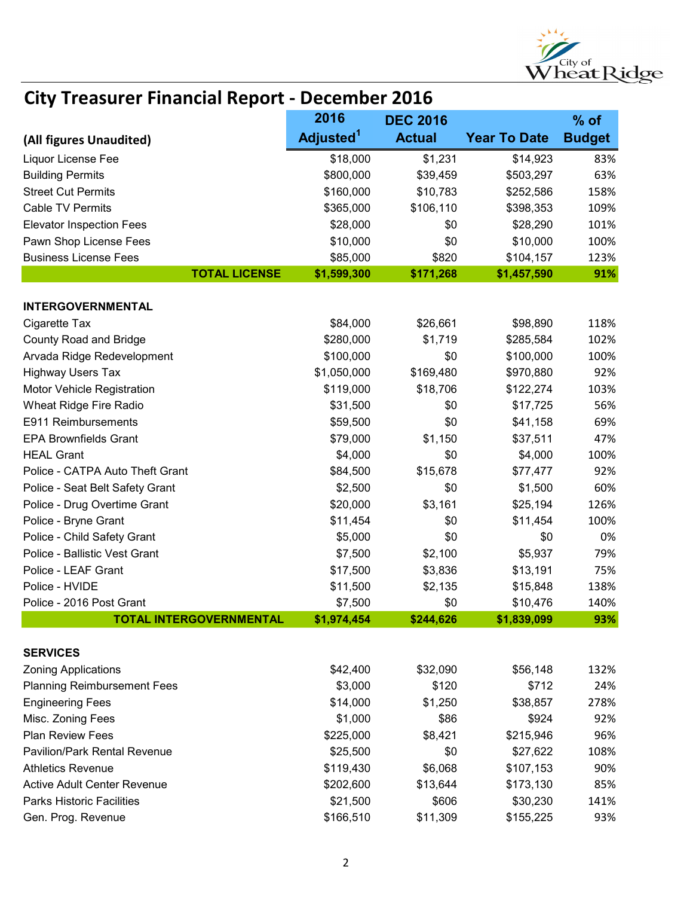# City Treasurer Financial Report - December 2016

| (All figures Unaudited) | 2016 Adjusted[1] | DEC 2016 Actual | Year To Date | % of Budget |
|---|---|---|---|---|
| Liquor License Fee | $18,000 | $1,231 | $14,923 | 83% |
| Building Permits | $800,000 | $39,459 | $503,297 | 63% |
| Street Cut Permits | $160,000 | $10,783 | $252,586 | 158% |
| Cable TV Permits | $365,000 | $106,110 | $398,353 | 109% |
| Elevator Inspection Fees | $28,000 | $0 | $28,290 | 101% |
| Pawn Shop License Fees | $10,000 | $0 | $10,000 | 100% |
| Business License Fees | $85,000 | $820 | $104,157 | 123% |
| **TOTAL LICENSE** | **$1,599,300** | **$171,268** | **$1,457,590** | **91%** |
| | | | | |
| **INTERGOVERNMENTAL** | | | | |
| Cigarette Tax | $84,000 | $26,661 | $98,890 | 118% |
| County Road and Bridge | $280,000 | $1,719 | $285,584 | 102% |
| Arvada Ridge Redevelopment | $100,000 | $0 | $100,000 | 100% |
| Highway Users Tax | $1,050,000 | $169,480 | $970,880 | 92% |
| Motor Vehicle Registration | $119,000 | $18,706 | $122,274 | 103% |
| Wheat Ridge Fire Radio | $31,500 | $0 | $17,725 | 56% |
| E911 Reimbursements | $59,500 | $0 | $41,158 | 69% |
| EPA Brownfields Grant | $79,000 | $1,150 | $37,511 | 47% |
| HEAL Grant | $4,000 | $0 | $4,000 | 100% |
| Police - CATPA Auto Theft Grant | $84,500 | $15,678 | $77,477 | 92% |
| Police - Seat Belt Safety Grant | $2,500 | $0 | $1,500 | 60% |
| Police - Drug Overtime Grant | $20,000 | $3,161 | $25,194 | 126% |
| Police - Bryne Grant | $11,454 | $0 | $11,454 | 100% |
| Police - Child Safety Grant | $5,000 | $0 | $0 | 0% |
| Police - Ballistic Vest Grant | $7,500 | $2,100 | $5,937 | 79% |
| Police - LEAF Grant | $17,500 | $3,836 | $13,191 | 75% |
| Police - HVIDE | $11,500 | $2,135 | $15,848 | 138% |
| Police - 2016 Post Grant | $7,500 | $0 | $10,476 | 140% |
| **TOTAL INTERGOVERNMENTAL** | **$1,974,454** | **$244,626** | **$1,839,099** | **93%** |
| | | | | |
| **SERVICES** | | | | |
| Zoning Applications | $42,400 | $32,090 | $56,148 | 132% |
| Planning Reimbursement Fees | $3,000 | $120 | $712 | 24% |
| Engineering Fees | $14,000 | $1,250 | $38,857 | 278% |
| Misc. Zoning Fees | $1,000 | $86 | $924 | 92% |
| Plan Review Fees | $225,000 | $8,421 | $215,946 | 96% |
| Pavilion/Park Rental Revenue | $25,500 | $0 | $27,622 | 108% |
| Athletics Revenue | $119,430 | $6,068 | $107,153 | 90% |
| Active Adult Center Revenue | $202,600 | $13,644 | $173,130 | 85% |
| Parks Historic Facilities | $21,500 | $606 | $30,230 | 141% |
| Gen. Prog. Revenue | $166,510 | $11,309 | $155,225 | 93% |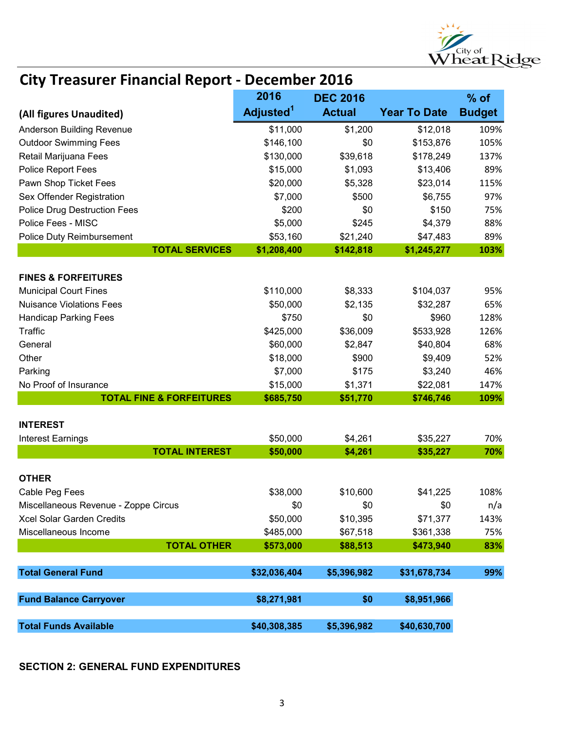# City Treasurer Financial Report - December 2016

| (All figures Unaudited) | 2016 Adjusted[1] | DEC 2016 Actual | Year To Date | % of Budget |
|---|---|---|---|---|
| Anderson Building Revenue | $11,000 | $1,200 | $12,018 | 109% |
| Outdoor Swimming Fees | $146,100 | $0 | $153,876 | 105% |
| Retail Marijuana Fees | $130,000 | $39,618 | $178,249 | 137% |
| Police Report Fees | $15,000 | $1,093 | $13,406 | 89% |
| Pawn Shop Ticket Fees | $20,000 | $5,328 | $23,014 | 115% |
| Sex Offender Registration | $7,000 | $500 | $6,755 | 97% |
| Police Drug Destruction Fees | $200 | $0 | $150 | 75% |
| Police Fees - MISC | $5,000 | $245 | $4,379 | 88% |
| Police Duty Reimbursement | $53,160 | $21,240 | $47,483 | 89% |
| **TOTAL SERVICES** | **$1,208,400** | **$142,818** | **$1,245,277** | **103%** |
| | | | | |
| **FINES & FORFEITURES** | | | | |
| Municipal Court Fines | $110,000 | $8,333 | $104,037 | 95% |
| Nuisance Violations Fees | $50,000 | $2,135 | $32,287 | 65% |
| Handicap Parking Fees | $750 | $0 | $960 | 128% |
| Traffic | $425,000 | $36,009 | $533,928 | 126% |
| General | $60,000 | $2,847 | $40,804 | 68% |
| Other | $18,000 | $900 | $9,409 | 52% |
| Parking | $7,000 | $175 | $3,240 | 46% |
| No Proof of Insurance | $15,000 | $1,371 | $22,081 | 147% |
| **TOTAL FINE & FORFEITURES** | **$685,750** | **$51,770** | **$746,746** | **109%** |
| | | | | |
| **INTEREST** | | | | |
| Interest Earnings | $50,000 | $4,261 | $35,227 | 70% |
| **TOTAL INTEREST** | **$50,000** | **$4,261** | **$35,227** | **70%** |
| | | | | |
| **OTHER** | | | | |
| Cable Peg Fees | $38,000 | $10,600 | $41,225 | 108% |
| Miscellaneous Revenue - Zoppe Circus | $0 | $0 | $0 | n/a |
| Xcel Solar Garden Credits | $50,000 | $10,395 | $71,377 | 143% |
| Miscellaneous Income | $485,000 | $67,518 | $361,338 | 75% |
| **TOTAL OTHER** | **$573,000** | **$88,513** | **$473,940** | **83%** |
| | | | | |
| **Total General Fund** | **$32,036,404** | **$5,396,982** | **$31,678,734** | **99%** |
| | | | | |
| **Fund Balance Carryover** | **$8,271,981** | **$0** | **$8,951,966** | |
| | | | | |
| **Total Funds Available** | **$40,308,385** | **$5,396,982** | **$40,630,700** | |

**SECTION 2: GENERAL FUND EXPENDITURES**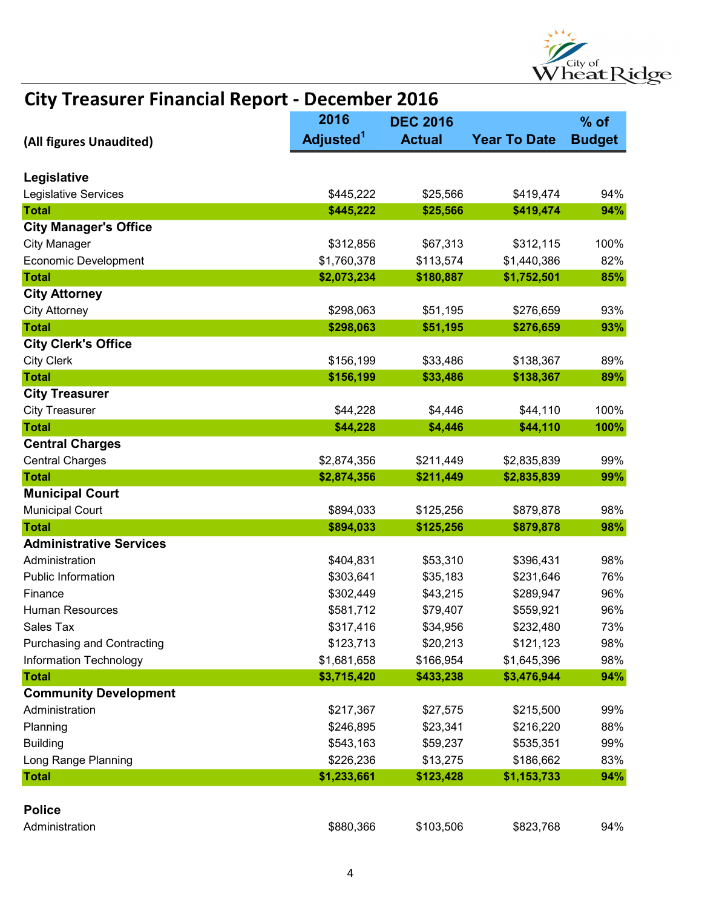# City Treasurer Financial Report - December 2016

| (All figures Unaudited) | 2016 Adjusted[1] | DEC 2016 Actual | Year To Date | % of Budget |
|---|---|---|---|---|
| **Legislative** | | | | |
| Legislative Services | $445,222 | $25,566 | $419,474 | 94% |
| **Total** | **$445,222** | **$25,566** | **$419,474** | **94%** |
| **City Manager's Office** | | | | |
| City Manager | $312,856 | $67,313 | $312,115 | 100% |
| Economic Development | $1,760,378 | $113,574 | $1,440,386 | 82% |
| **Total** | **$2,073,234** | **$180,887** | **$1,752,501** | **85%** |
| **City Attorney** | | | | |
| City Attorney | $298,063 | $51,195 | $276,659 | 93% |
| **Total** | **$298,063** | **$51,195** | **$276,659** | **93%** |
| **City Clerk's Office** | | | | |
| City Clerk | $156,199 | $33,486 | $138,367 | 89% |
| **Total** | **$156,199** | **$33,486** | **$138,367** | **89%** |
| **City Treasurer** | | | | |
| City Treasurer | $44,228 | $4,446 | $44,110 | 100% |
| **Total** | **$44,228** | **$4,446** | **$44,110** | **100%** |
| **Central Charges** | | | | |
| Central Charges | $2,874,356 | $211,449 | $2,835,839 | 99% |
| **Total** | **$2,874,356** | **$211,449** | **$2,835,839** | **99%** |
| **Municipal Court** | | | | |
| Municipal Court | $894,033 | $125,256 | $879,878 | 98% |
| **Total** | **$894,033** | **$125,256** | **$879,878** | **98%** |
| **Administrative Services** | | | | |
| Administration | $404,831 | $53,310 | $396,431 | 98% |
| Public Information | $303,641 | $35,183 | $231,646 | 76% |
| Finance | $302,449 | $43,215 | $289,947 | 96% |
| Human Resources | $581,712 | $79,407 | $559,921 | 96% |
| Sales Tax | $317,416 | $34,956 | $232,480 | 73% |
| Purchasing and Contracting | $123,713 | $20,213 | $121,123 | 98% |
| Information Technology | $1,681,658 | $166,954 | $1,645,396 | 98% |
| **Total** | **$3,715,420** | **$433,238** | **$3,476,944** | **94%** |
| **Community Development** | | | | |
| Administration | $217,367 | $27,575 | $215,500 | 99% |
| Planning | $246,895 | $23,341 | $216,220 | 88% |
| Building | $543,163 | $59,237 | $535,351 | 99% |
| Long Range Planning | $226,236 | $13,275 | $186,662 | 83% |
| **Total** | **$1,233,661** | **$123,428** | **$1,153,733** | **94%** |
| **Police** | | | | |
| Administration | $880,366 | $103,506 | $823,768 | 94% |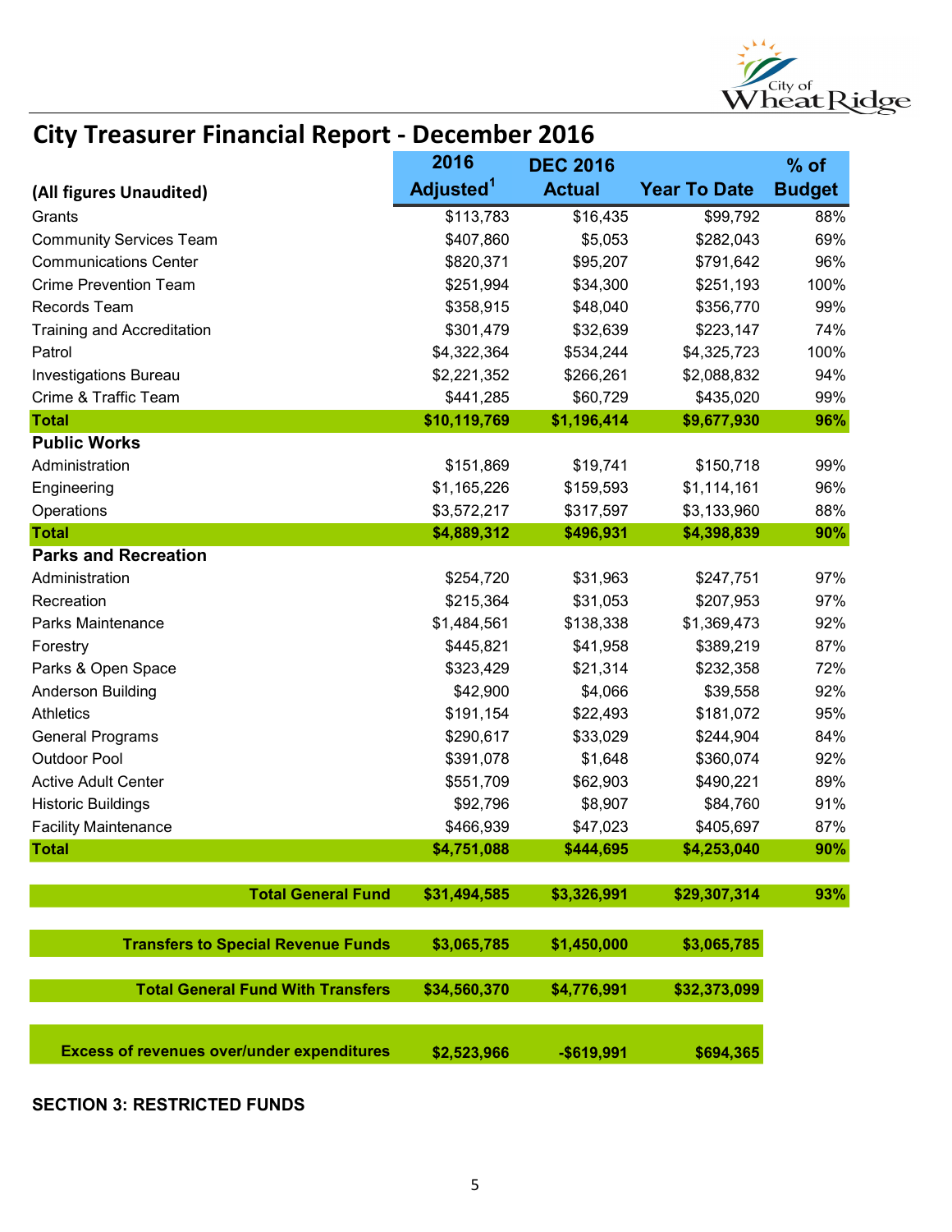# City Treasurer Financial Report - December 2016

| (All figures Unaudited) | 2016 Adjusted[1] | DEC 2016 Actual | Year To Date | % of Budget |
|---|---|---|---|---|
| Grants | $113,783 | $16,435 | $99,792 | 88% |
| Community Services Team | $407,860 | $5,053 | $282,043 | 69% |
| Communications Center | $820,371 | $95,207 | $791,642 | 96% |
| Crime Prevention Team | $251,994 | $34,300 | $251,193 | 100% |
| Records Team | $358,915 | $48,040 | $356,770 | 99% |
| Training and Accreditation | $301,479 | $32,639 | $223,147 | 74% |
| Patrol | $4,322,364 | $534,244 | $4,325,723 | 100% |
| Investigations Bureau | $2,221,352 | $266,261 | $2,088,832 | 94% |
| Crime & Traffic Team | $441,285 | $60,729 | $435,020 | 99% |
| **Total** | **$10,119,769** | **$1,196,414** | **$9,677,930** | **96%** |
| **Public Works** | | | | |
| Administration | $151,869 | $19,741 | $150,718 | 99% |
| Engineering | $1,165,226 | $159,593 | $1,114,161 | 96% |
| Operations | $3,572,217 | $317,597 | $3,133,960 | 88% |
| **Total** | **$4,889,312** | **$496,931** | **$4,398,839** | **90%** |
| **Parks and Recreation** | | | | |
| Administration | $254,720 | $31,963 | $247,751 | 97% |
| Recreation | $215,364 | $31,053 | $207,953 | 97% |
| Parks Maintenance | $1,484,561 | $138,338 | $1,369,473 | 92% |
| Forestry | $445,821 | $41,958 | $389,219 | 87% |
| Parks & Open Space | $323,429 | $21,314 | $232,358 | 72% |
| Anderson Building | $42,900 | $4,066 | $39,558 | 92% |
| Athletics | $191,154 | $22,493 | $181,072 | 95% |
| General Programs | $290,617 | $33,029 | $244,904 | 84% |
| Outdoor Pool | $391,078 | $1,648 | $360,074 | 92% |
| Active Adult Center | $551,709 | $62,903 | $490,221 | 89% |
| Historic Buildings | $92,796 | $8,907 | $84,760 | 91% |
| Facility Maintenance | $466,939 | $47,023 | $405,697 | 87% |
| **Total** | **$4,751,088** | **$444,695** | **$4,253,040** | **90%** |
| **Total General Fund** | **$31,494,585** | **$3,326,991** | **$29,307,314** | **93%** |
| **Transfers to Special Revenue Funds** | **$3,065,785** | **$1,450,000** | **$3,065,785** | |
| **Total General Fund With Transfers** | **$34,560,370** | **$4,776,991** | **$32,373,099** | |
| **Excess of revenues over/under expenditures** | **$2,523,966** | **-$619,991** | **$694,365** | |

**SECTION 3: RESTRICTED FUNDS**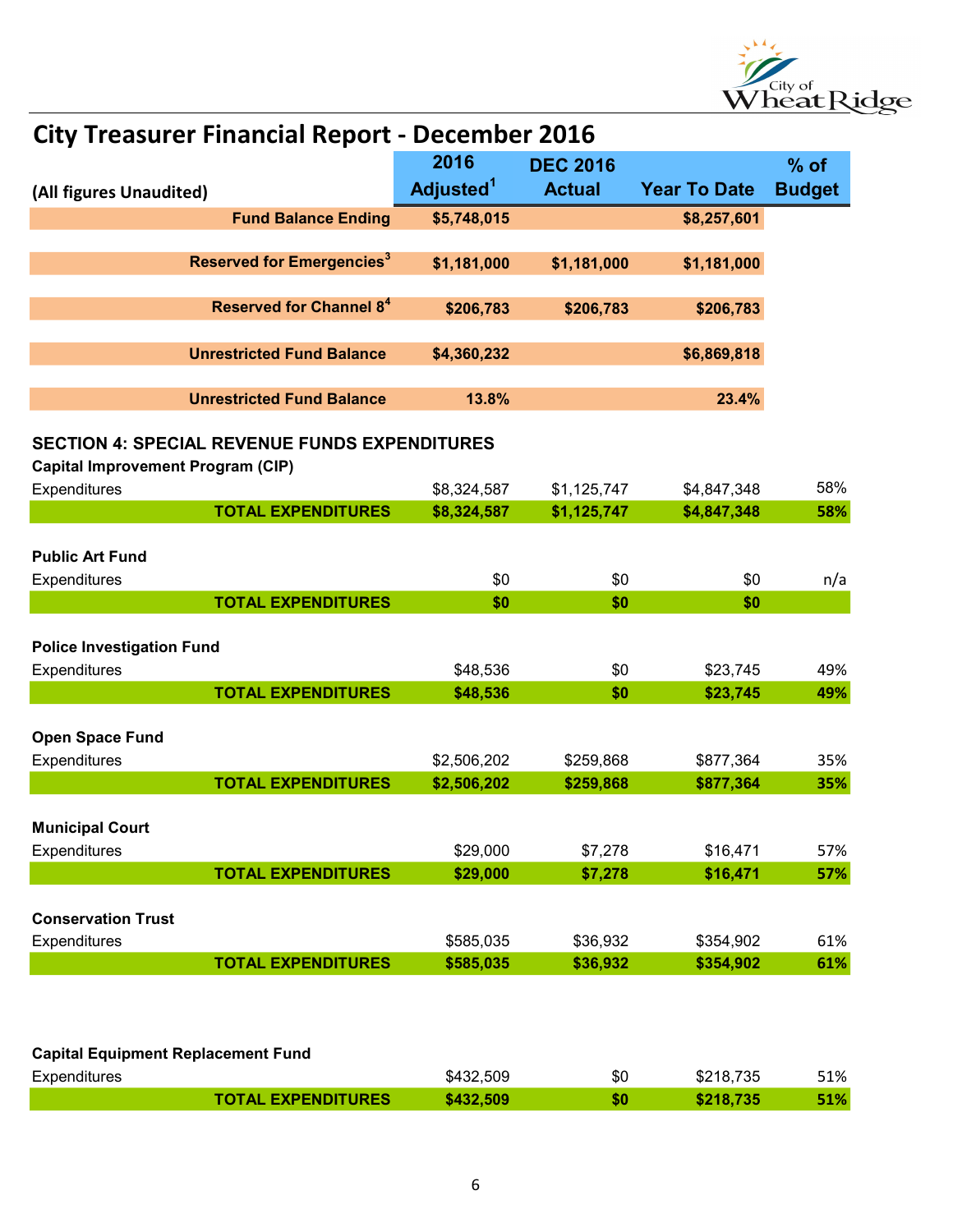# City Treasurer Financial Report - December 2016

| (All figures Unaudited) | 2016 Adjusted[1] | DEC 2016 Actual | Year To Date | % of Budget |
|---|---|---|---|---|
| **Fund Balance Ending** | **$5,748,015** | | **$8,257,601** | |
| **Reserved for Emergencies[3]** | **$1,181,000** | **$1,181,000** | **$1,181,000** | |
| **Reserved for Channel 8[4]** | **$206,783** | **$206,783** | **$206,783** | |
| **Unrestricted Fund Balance** | **$4,360,232** | | **$6,869,818** | |
| **Unrestricted Fund Balance** | **13.8%** | | **23.4%** | |

## SECTION 4: SPECIAL REVENUE FUNDS EXPENDITURES

| | 2016 Adjusted[1] | DEC 2016 Actual | Year To Date | % of Budget |
|---|---|---|---|---|
| **Capital Improvement Program (CIP)** | | | | |
| Expenditures | $8,324,587 | $1,125,747 | $4,847,348 | 58% |
| **TOTAL EXPENDITURES** | **$8,324,587** | **$1,125,747** | **$4,847,348** | **58%** |
| **Public Art Fund** | | | | |
| Expenditures | $0 | $0 | $0 | n/a |
| **TOTAL EXPENDITURES** | **$0** | **$0** | **$0** | |
| **Police Investigation Fund** | | | | |
| Expenditures | $48,536 | $0 | $23,745 | 49% |
| **TOTAL EXPENDITURES** | **$48,536** | **$0** | **$23,745** | **49%** |
| **Open Space Fund** | | | | |
| Expenditures | $2,506,202 | $259,868 | $877,364 | 35% |
| **TOTAL EXPENDITURES** | **$2,506,202** | **$259,868** | **$877,364** | **35%** |
| **Municipal Court** | | | | |
| Expenditures | $29,000 | $7,278 | $16,471 | 57% |
| **TOTAL EXPENDITURES** | **$29,000** | **$7,278** | **$16,471** | **57%** |
| **Conservation Trust** | | | | |
| Expenditures | $585,035 | $36,932 | $354,902 | 61% |
| **TOTAL EXPENDITURES** | **$585,035** | **$36,932** | **$354,902** | **61%** |
| **Capital Equipment Replacement Fund** | | | | |
| Expenditures | $432,509 | $0 | $218,735 | 51% |
| **TOTAL EXPENDITURES** | **$432,509** | **$0** | **$218,735** | **51%** |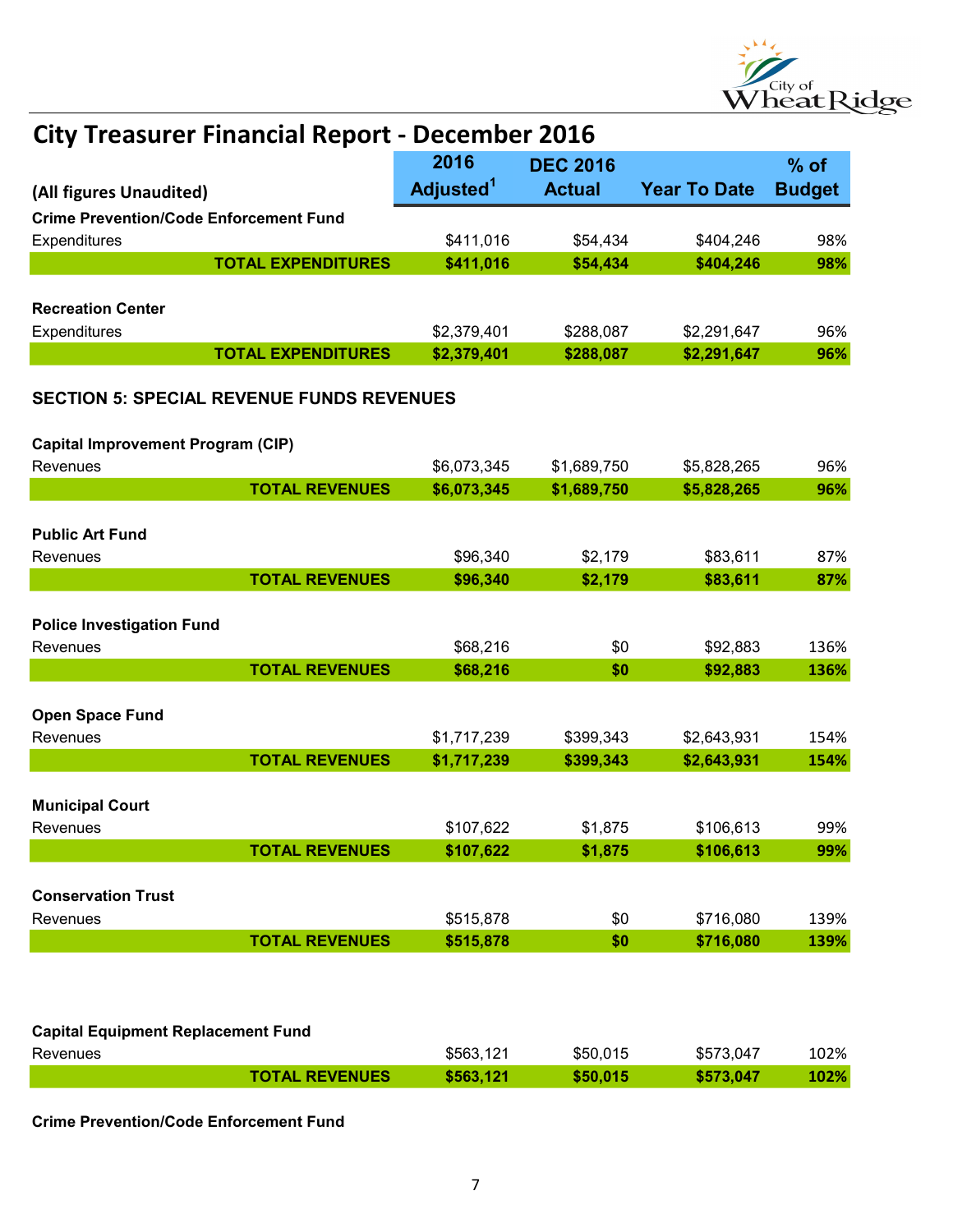# City Treasurer Financial Report - December 2016

| (All figures Unaudited) | 2016 Adjusted[1] | DEC 2016 Actual | Year To Date | % of Budget |
|---|---|---|---|---|
| **Crime Prevention/Code Enforcement Fund** | | | | |
| Expenditures | $411,016 | $54,434 | $404,246 | 98% |
| **TOTAL EXPENDITURES** | **$411,016** | **$54,434** | **$404,246** | **98%** |
| | | | | |
| **Recreation Center** | | | | |
| Expenditures | $2,379,401 | $288,087 | $2,291,647 | 96% |
| **TOTAL EXPENDITURES** | **$2,379,401** | **$288,087** | **$2,291,647** | **96%** |

### SECTION 5: SPECIAL REVENUE FUNDS REVENUES

| | 2016 Adjusted[1] | DEC 2016 Actual | Year To Date | % of Budget |
|---|---|---|---|---|
| **Capital Improvement Program (CIP)** | | | | |
| Revenues | $6,073,345 | $1,689,750 | $5,828,265 | 96% |
| **TOTAL REVENUES** | **$6,073,345** | **$1,689,750** | **$5,828,265** | **96%** |
| | | | | |
| **Public Art Fund** | | | | |
| Revenues | $96,340 | $2,179 | $83,611 | 87% |
| **TOTAL REVENUES** | **$96,340** | **$2,179** | **$83,611** | **87%** |
| | | | | |
| **Police Investigation Fund** | | | | |
| Revenues | $68,216 | $0 | $92,883 | 136% |
| **TOTAL REVENUES** | **$68,216** | **$0** | **$92,883** | **136%** |
| | | | | |
| **Open Space Fund** | | | | |
| Revenues | $1,717,239 | $399,343 | $2,643,931 | 154% |
| **TOTAL REVENUES** | **$1,717,239** | **$399,343** | **$2,643,931** | **154%** |
| | | | | |
| **Municipal Court** | | | | |
| Revenues | $107,622 | $1,875 | $106,613 | 99% |
| **TOTAL REVENUES** | **$107,622** | **$1,875** | **$106,613** | **99%** |
| | | | | |
| **Conservation Trust** | | | | |
| Revenues | $515,878 | $0 | $716,080 | 139% |
| **TOTAL REVENUES** | **$515,878** | **$0** | **$716,080** | **139%** |
| | | | | |
| **Capital Equipment Replacement Fund** | | | | |
| Revenues | $563,121 | $50,015 | $573,047 | 102% |
| **TOTAL REVENUES** | **$563,121** | **$50,015** | **$573,047** | **102%** |

**Crime Prevention/Code Enforcement Fund**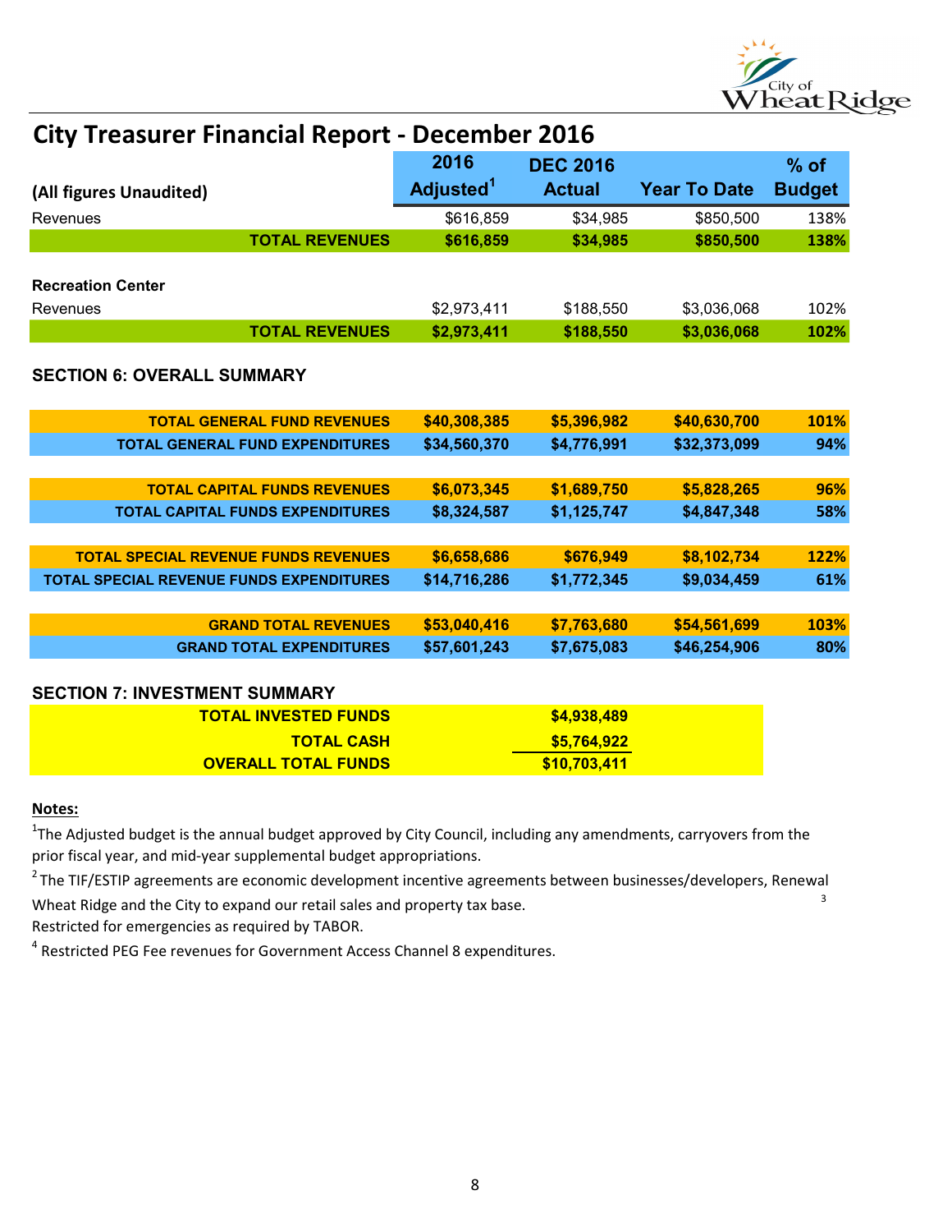# City Treasurer Financial Report - December 2016

| (All figures Unaudited) | 2016 Adjusted[1] | DEC 2016 Actual | Year To Date | % of Budget |
|---|---|---|---|---|
| Revenues | $616,859 | $34,985 | $850,500 | 138% |
| **TOTAL REVENUES** | **$616,859** | **$34,985** | **$850,500** | **138%** |
| | | | | |
| **Recreation Center** | | | | |
| Revenues | $2,973,411 | $188,550 | $3,036,068 | 102% |
| **TOTAL REVENUES** | **$2,973,411** | **$188,550** | **$3,036,068** | **102%** |

## SECTION 6: OVERALL SUMMARY

| | 2016 Adjusted[1] | DEC 2016 Actual | Year To Date | % of Budget |
|---|---|---|---|---|
| **TOTAL GENERAL FUND REVENUES** | **$40,308,385** | **$5,396,982** | **$40,630,700** | **101%** |
| **TOTAL GENERAL FUND EXPENDITURES** | **$34,560,370** | **$4,776,991** | **$32,373,099** | **94%** |
| | | | | |
| **TOTAL CAPITAL FUNDS REVENUES** | **$6,073,345** | **$1,689,750** | **$5,828,265** | **96%** |
| **TOTAL CAPITAL FUNDS EXPENDITURES** | **$8,324,587** | **$1,125,747** | **$4,847,348** | **58%** |
| | | | | |
| **TOTAL SPECIAL REVENUE FUNDS REVENUES** | **$6,658,686** | **$676,949** | **$8,102,734** | **122%** |
| **TOTAL SPECIAL REVENUE FUNDS EXPENDITURES** | **$14,716,286** | **$1,772,345** | **$9,034,459** | **61%** |
| | | | | |
| **GRAND TOTAL REVENUES** | **$53,040,416** | **$7,763,680** | **$54,561,699** | **103%** |
| **GRAND TOTAL EXPENDITURES** | **$57,601,243** | **$7,675,083** | **$46,254,906** | **80%** |

## SECTION 7: INVESTMENT SUMMARY

| | |
|---|---|
| **TOTAL INVESTED FUNDS** | **$4,938,489** |
| **TOTAL CASH** | **$5,764,922** |
| **OVERALL TOTAL FUNDS** | **$10,703,411** |

**Notes:**

[1] The Adjusted budget is the annual budget approved by City Council, including any amendments, carryovers from the prior fiscal year, and mid-year supplemental budget appropriations.

[2] The TIF/ESTIP agreements are economic development incentive agreements between businesses/developers, Renewal Wheat Ridge and the City to expand our retail sales and property tax base.

[3] Restricted for emergencies as required by TABOR.

[4] Restricted PEG Fee revenues for Government Access Channel 8 expenditures.